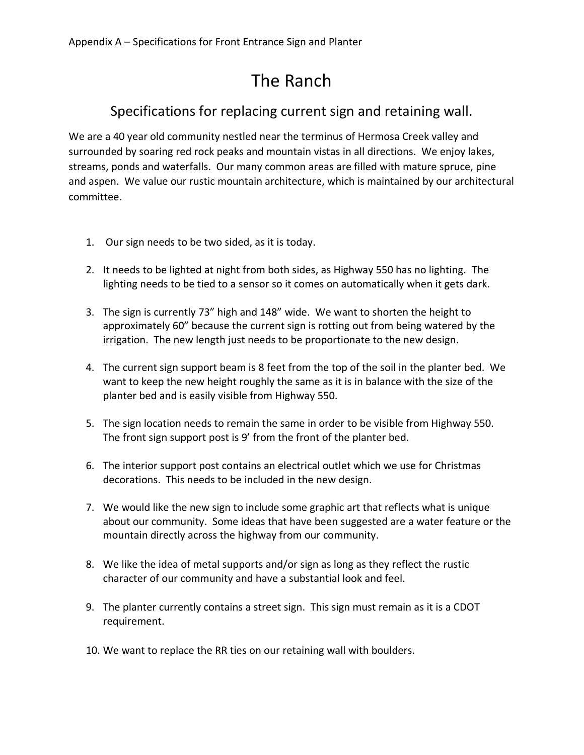Appendix A – Specifications for Front Entrance Sign and Planter

# The Ranch

## Specifications for replacing current sign and retaining wall.

We are a 40 year old community nestled near the terminus of Hermosa Creek valley and surrounded by soaring red rock peaks and mountain vistas in all directions. We enjoy lakes, streams, ponds and waterfalls. Our many common areas are filled with mature spruce, pine and aspen. We value our rustic mountain architecture, which is maintained by our architectural committee.

1. Our sign needs to be two sided, as it is today.

2. It needs to be lighted at night from both sides, as Highway 550 has no lighting. The lighting needs to be tied to a sensor so it comes on automatically when it gets dark.

3. The sign is currently 73" high and 148" wide. We want to shorten the height to approximately 60" because the current sign is rotting out from being watered by the irrigation. The new length just needs to be proportionate to the new design.

4. The current sign support beam is 8 feet from the top of the soil in the planter bed. We want to keep the new height roughly the same as it is in balance with the size of the planter bed and is easily visible from Highway 550.

5. The sign location needs to remain the same in order to be visible from Highway 550. The front sign support post is 9' from the front of the planter bed.

6. The interior support post contains an electrical outlet which we use for Christmas decorations. This needs to be included in the new design.

7. We would like the new sign to include some graphic art that reflects what is unique about our community. Some ideas that have been suggested are a water feature or the mountain directly across the highway from our community.

8. We like the idea of metal supports and/or sign as long as they reflect the rustic character of our community and have a substantial look and feel.

9. The planter currently contains a street sign. This sign must remain as it is a CDOT requirement.

10. We want to replace the RR ties on our retaining wall with boulders.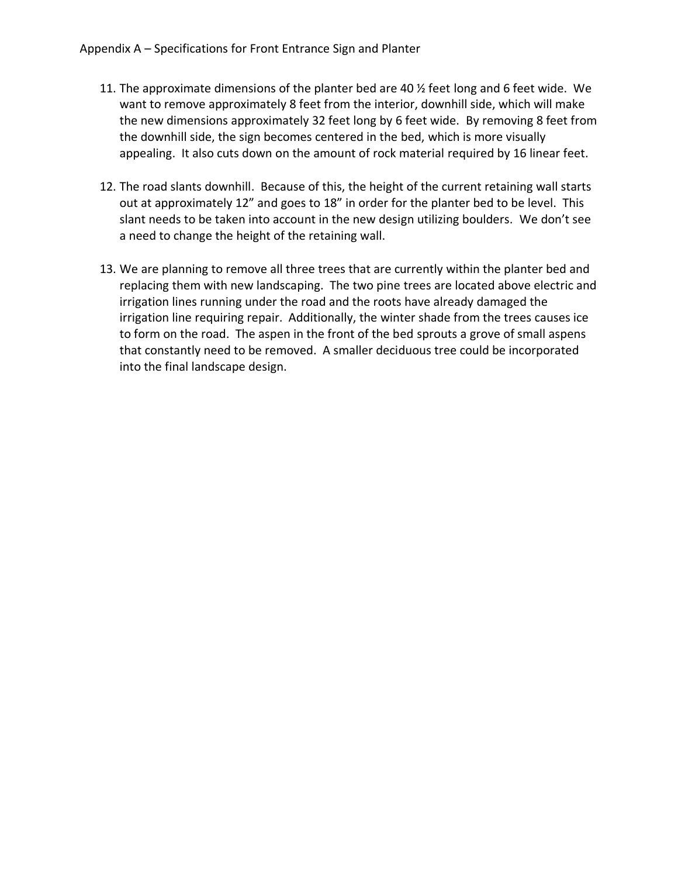Appendix A – Specifications for Front Entrance Sign and Planter

11. The approximate dimensions of the planter bed are 40 ½ feet long and 6 feet wide. We want to remove approximately 8 feet from the interior, downhill side, which will make the new dimensions approximately 32 feet long by 6 feet wide. By removing 8 feet from the downhill side, the sign becomes centered in the bed, which is more visually appealing. It also cuts down on the amount of rock material required by 16 linear feet.

12. The road slants downhill. Because of this, the height of the current retaining wall starts out at approximately 12" and goes to 18" in order for the planter bed to be level. This slant needs to be taken into account in the new design utilizing boulders. We don't see a need to change the height of the retaining wall.

13. We are planning to remove all three trees that are currently within the planter bed and replacing them with new landscaping. The two pine trees are located above electric and irrigation lines running under the road and the roots have already damaged the irrigation line requiring repair. Additionally, the winter shade from the trees causes ice to form on the road. The aspen in the front of the bed sprouts a grove of small aspens that constantly need to be removed. A smaller deciduous tree could be incorporated into the final landscape design.